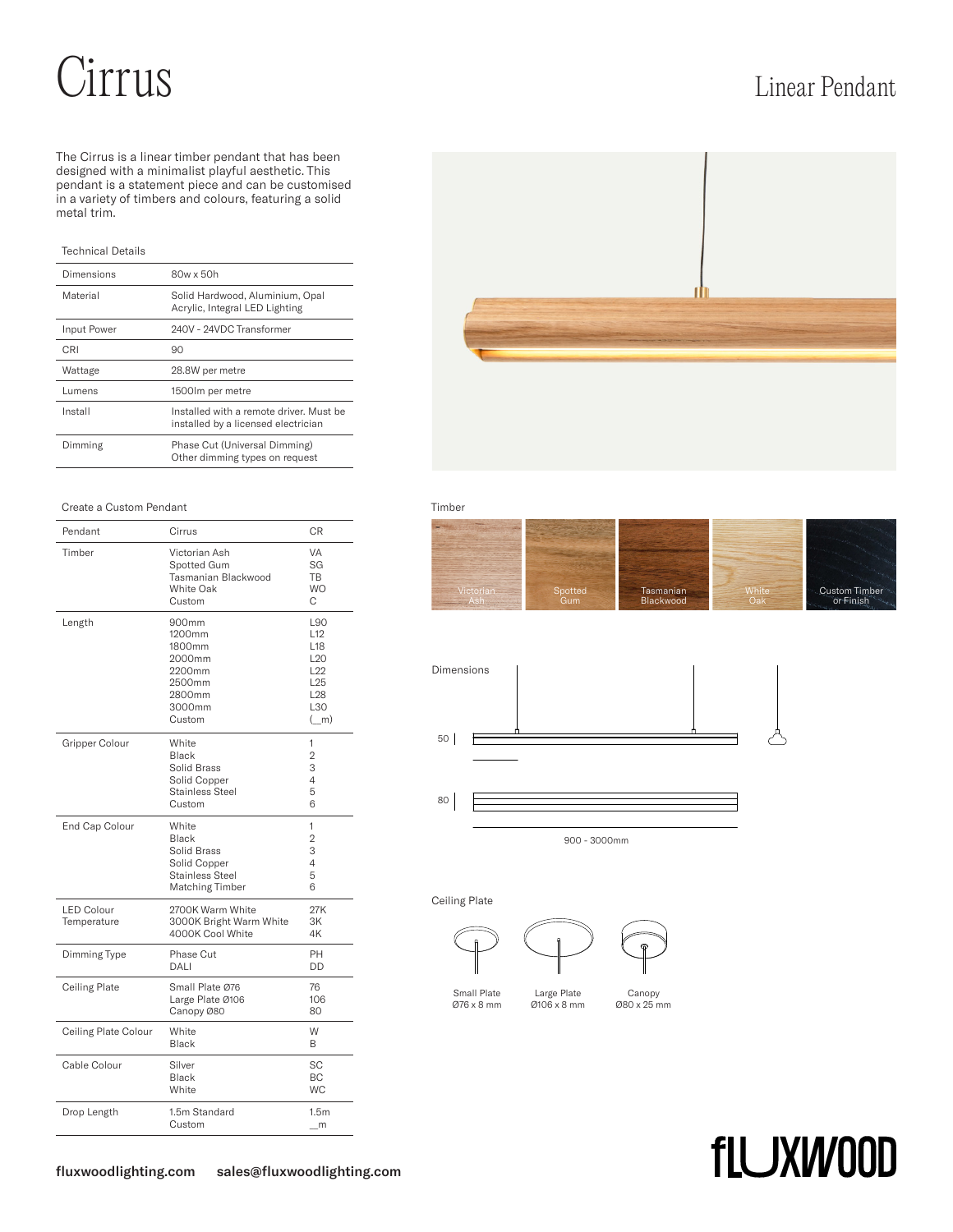# Cirrus

## Linear Pendant

The Cirrus is a linear timber pendant that has been designed with a minimalist playful aesthetic. This pendant is a statement piece and can be customised in a variety of timbers and colours, featuring a solid metal trim.

### Technical Details

| | |
|---|---|
| Dimensions | 80w x 50h |
| Material | Solid Hardwood, Aluminium, Opal Acrylic, Integral LED Lighting |
| Input Power | 240V - 24VDC Transformer |
| CRI | 90 |
| Wattage | 28.8W per metre |
| Lumens | 1500lm per metre |
| Install | Installed with a remote driver. Must be installed by a licensed electrician |
| Dimming | Phase Cut (Universal Dimming)<br>Other dimming types on request |

### Create a Custom Pendant

| | | |
|---|---|---|
| Pendant | Cirrus | CR |
| Timber | Victorian Ash<br>Spotted Gum<br>Tasmanian Blackwood<br>White Oak<br>Custom | VA<br>SG<br>TB<br>WO<br>C |
| Length | 900mm<br>1200mm<br>1800mm<br>2000mm<br>2200mm<br>2500mm<br>2800mm<br>3000mm<br>Custom | L90<br>L12<br>L18<br>L20<br>L22<br>L25<br>L28<br>L30<br>(_m) |
| Gripper Colour | White<br>Black<br>Solid Brass<br>Solid Copper<br>Stainless Steel<br>Custom | 1<br>2<br>3<br>4<br>5<br>6 |
| End Cap Colour | White<br>Black<br>Solid Brass<br>Solid Copper<br>Stainless Steel<br>Matching Timber | 1<br>2<br>3<br>4<br>5<br>6 |
| LED Colour Temperature | 2700K Warm White<br>3000K Bright Warm White<br>4000K Cool White | 27K<br>3K<br>4K |
| Dimming Type | Phase Cut<br>DALI | PH<br>DD |
| Ceiling Plate | Small Plate Ø76<br>Large Plate Ø106<br>Canopy Ø80 | 76<br>106<br>80 |
| Ceiling Plate Colour | White<br>Black | W<br>B |
| Cable Colour | Silver<br>Black<br>White | SC<br>BC<br>WC |
| Drop Length | 1.5m Standard<br>Custom | 1.5m<br>_m |

### Timber

Victorian Ash | Spotted Gum | Tasmanian Blackwood | White Oak | Custom Timber or Finish

### Dimensions

50

80

900 - 3000mm

### Ceiling Plate

Small Plate Ø76 x 8 mm

Large Plate Ø106 x 8 mm

Canopy Ø80 x 25 mm

fluxwoodlighting.com sales@fluxwoodlighting.com

FLUXWOOD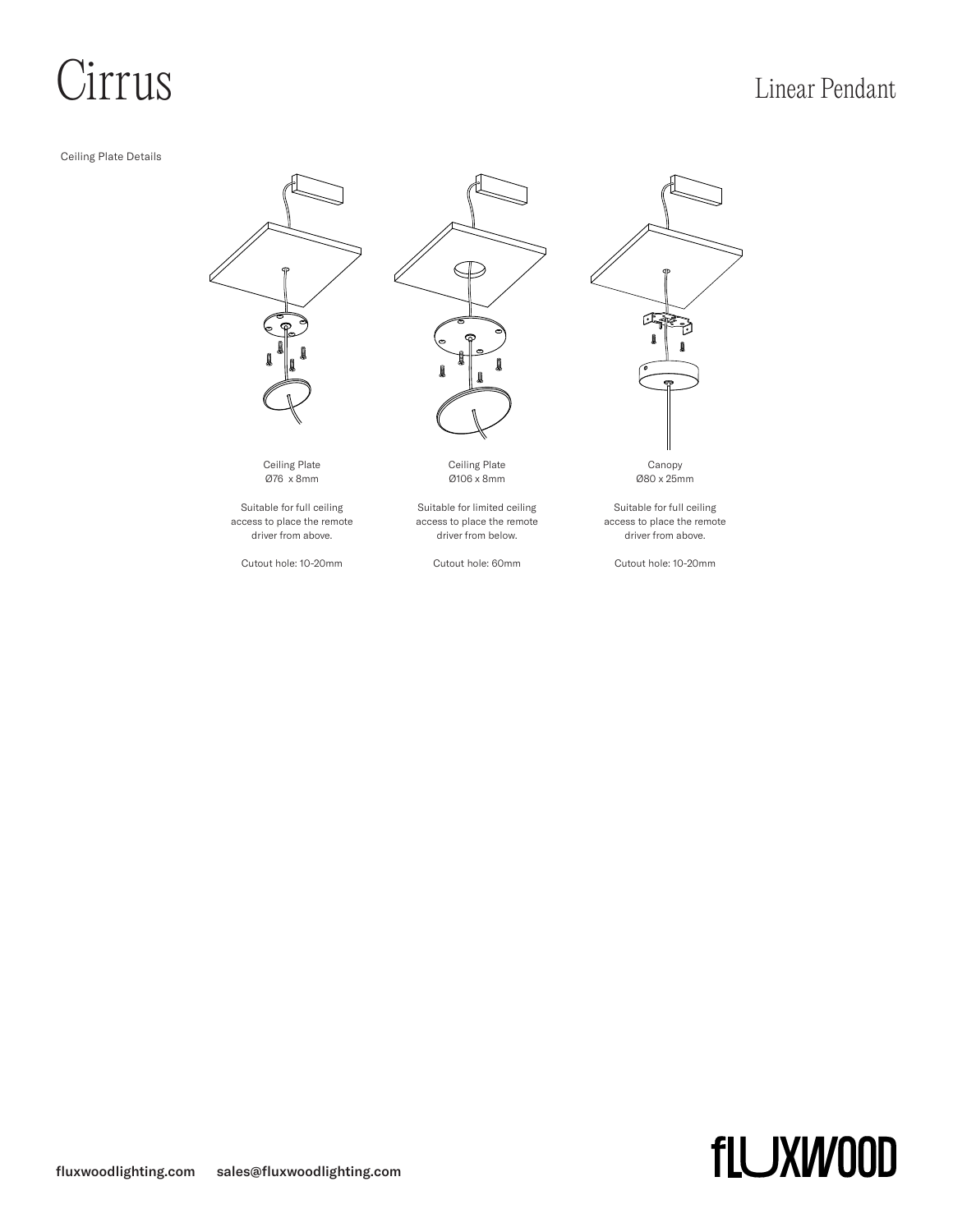# Cirrus

Linear Pendant

Ceiling Plate Details

Ceiling Plate
Ø76 x 8mm

Suitable for full ceiling access to place the remote driver from above.

Cutout hole: 10-20mm

Ceiling Plate
Ø106 x 8mm

Suitable for limited ceiling access to place the remote driver from below.

Cutout hole: 60mm

Canopy
Ø80 x 25mm

Suitable for full ceiling access to place the remote driver from above.

Cutout hole: 10-20mm

fluxwoodlighting.com sales@fluxwoodlighting.com

fLUXWOOD